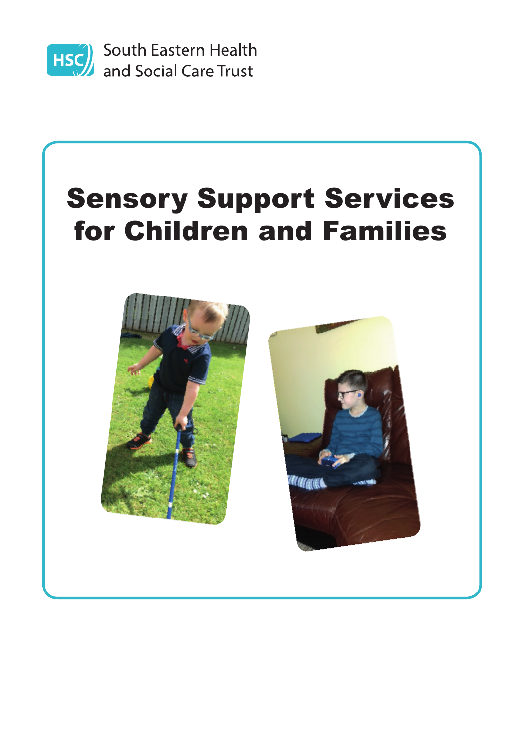South Eastern Health and Social Care Trust

# Sensory Support Services for Children and Families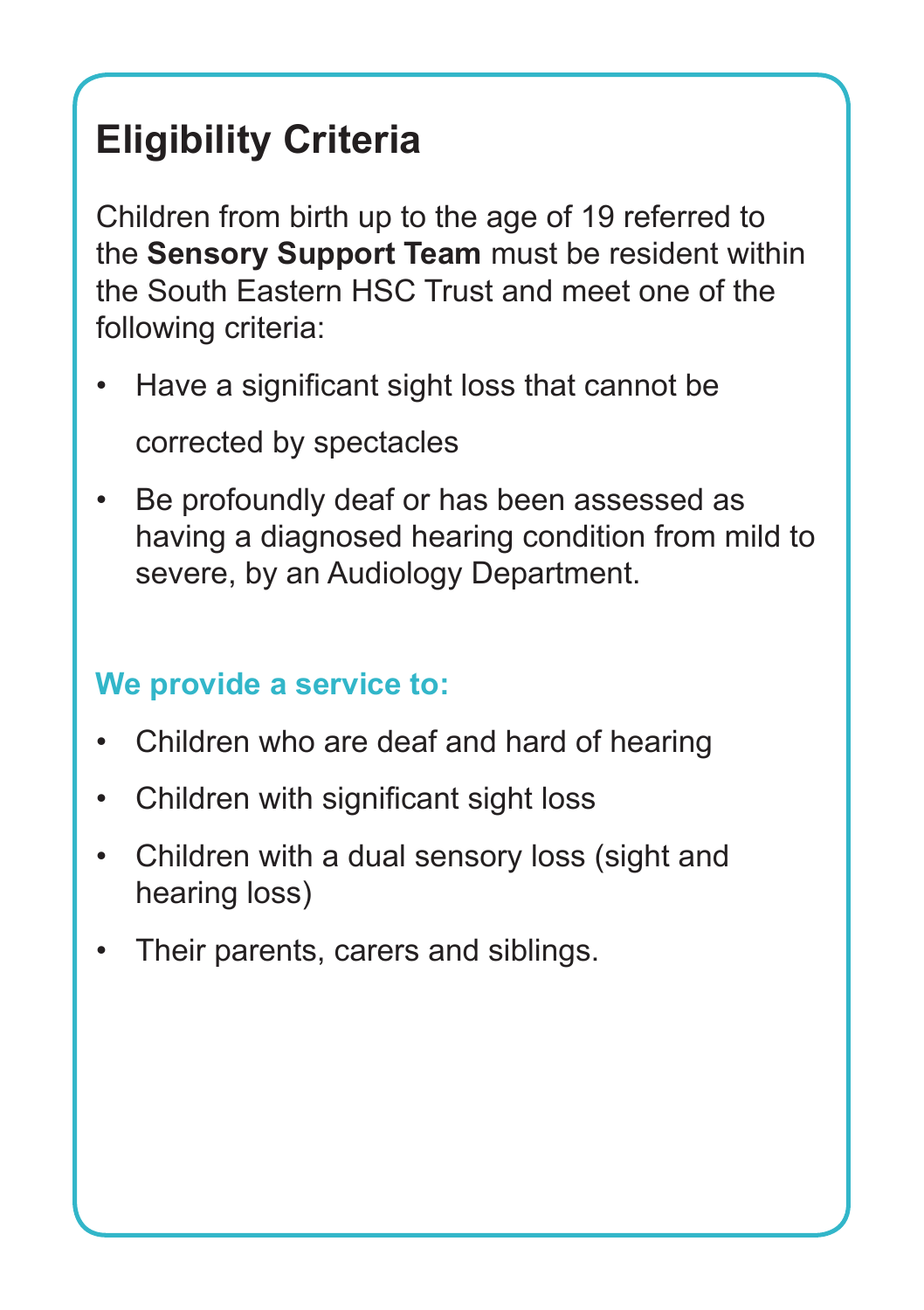## Eligibility Criteria

Children from birth up to the age of 19 referred to the **Sensory Support Team** must be resident within the South Eastern HSC Trust and meet one of the following criteria:

- Have a significant sight loss that cannot be corrected by spectacles
- Be profoundly deaf or has been assessed as having a diagnosed hearing condition from mild to severe, by an Audiology Department.

### We provide a service to:

- Children who are deaf and hard of hearing
- Children with significant sight loss
- Children with a dual sensory loss (sight and hearing loss)
- Their parents, carers and siblings.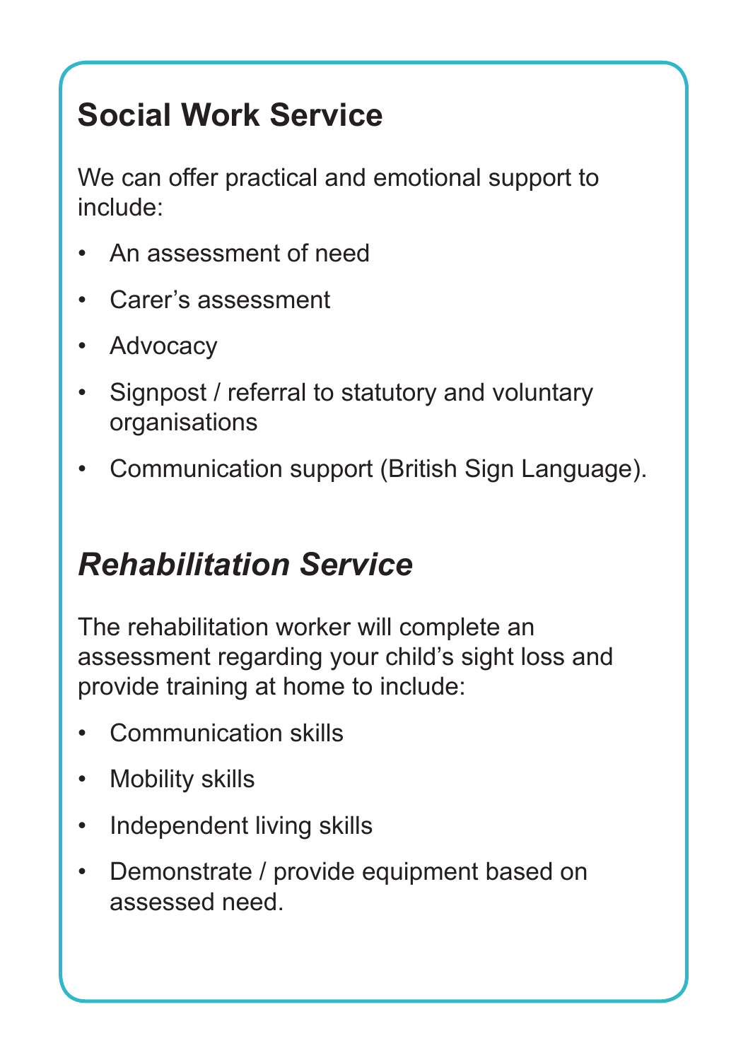## Social Work Service

We can offer practical and emotional support to include:

- An assessment of need
- Carer’s assessment
- Advocacy
- Signpost / referral to statutory and voluntary organisations
- Communication support (British Sign Language).

## *Rehabilitation Service*

The rehabilitation worker will complete an assessment regarding your child’s sight loss and provide training at home to include:

- Communication skills
- Mobility skills
- Independent living skills
- Demonstrate / provide equipment based on assessed need.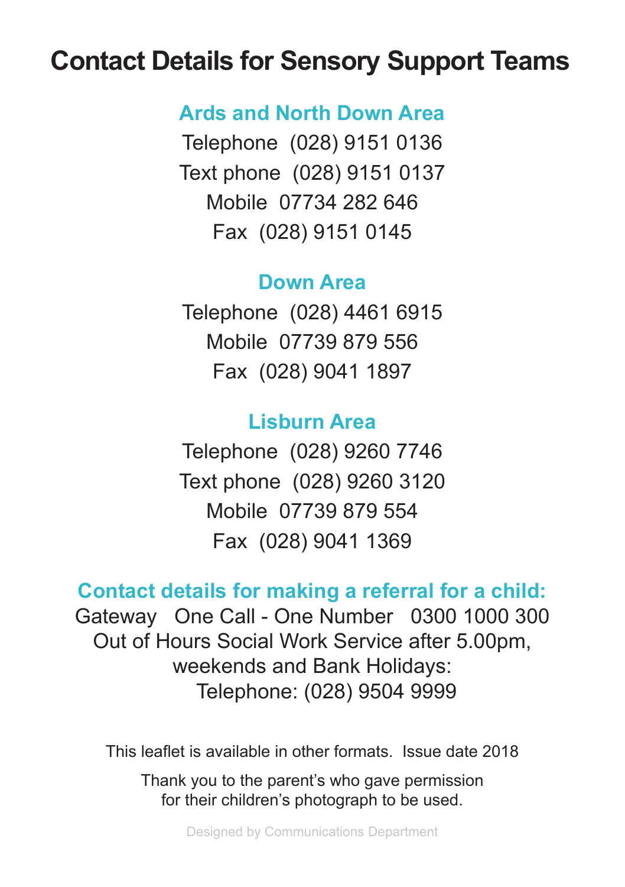# Contact Details for Sensory Support Teams

## Ards and North Down Area

Telephone (028) 9151 0136

Text phone (028) 9151 0137

Mobile 07734 282 646

Fax (028) 9151 0145

## Down Area

Telephone (028) 4461 6915

Mobile 07739 879 556

Fax (028) 9041 1897

## Lisburn Area

Telephone (028) 9260 7746

Text phone (028) 9260 3120

Mobile 07739 879 554

Fax (028) 9041 1369

## Contact details for making a referral for a child:

Gateway One Call - One Number 0300 1000 300

Out of Hours Social Work Service after 5.00pm, weekends and Bank Holidays:

Telephone: (028) 9504 9999

This leaflet is available in other formats. Issue date 2018

Thank you to the parent's who gave permission for their children's photograph to be used.

Designed by Communications Department